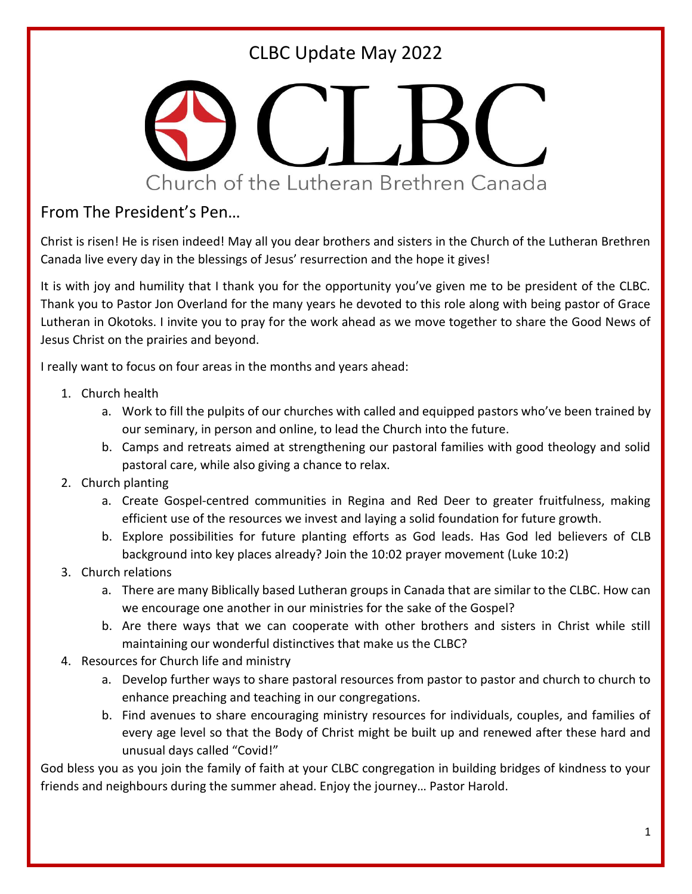# CLBC Update May 2022

CLBC

Church of the Lutheran Brethren Canada

## From The President's Pen…

Christ is risen! He is risen indeed! May all you dear brothers and sisters in the Church of the Lutheran Brethren Canada live every day in the blessings of Jesus' resurrection and the hope it gives!

It is with joy and humility that I thank you for the opportunity you've given me to be president of the CLBC. Thank you to Pastor Jon Overland for the many years he devoted to this role along with being pastor of Grace Lutheran in Okotoks. I invite you to pray for the work ahead as we move together to share the Good News of Jesus Christ on the prairies and beyond.

I really want to focus on four areas in the months and years ahead:

1. Church health
   a. Work to fill the pulpits of our churches with called and equipped pastors who've been trained by our seminary, in person and online, to lead the Church into the future.
   b. Camps and retreats aimed at strengthening our pastoral families with good theology and solid pastoral care, while also giving a chance to relax.
2. Church planting
   a. Create Gospel-centred communities in Regina and Red Deer to greater fruitfulness, making efficient use of the resources we invest and laying a solid foundation for future growth.
   b. Explore possibilities for future planting efforts as God leads. Has God led believers of CLB background into key places already? Join the 10:02 prayer movement (Luke 10:2)
3. Church relations
   a. There are many Biblically based Lutheran groups in Canada that are similar to the CLBC. How can we encourage one another in our ministries for the sake of the Gospel?
   b. Are there ways that we can cooperate with other brothers and sisters in Christ while still maintaining our wonderful distinctives that make us the CLBC?
4. Resources for Church life and ministry
   a. Develop further ways to share pastoral resources from pastor to pastor and church to church to enhance preaching and teaching in our congregations.
   b. Find avenues to share encouraging ministry resources for individuals, couples, and families of every age level so that the Body of Christ might be built up and renewed after these hard and unusual days called "Covid!"

God bless you as you join the family of faith at your CLBC congregation in building bridges of kindness to your friends and neighbours during the summer ahead. Enjoy the journey… Pastor Harold.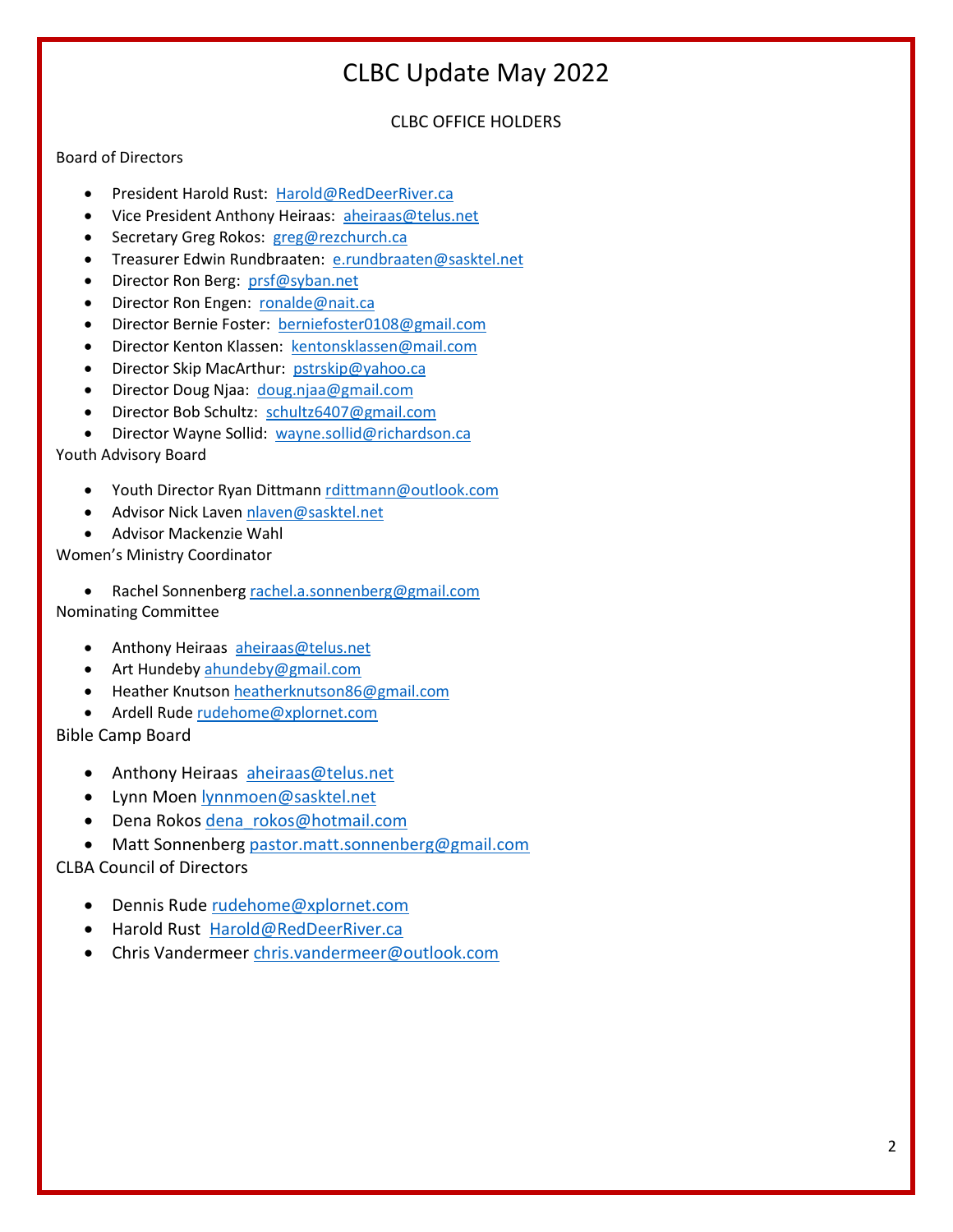# CLBC Update May 2022

## CLBC OFFICE HOLDERS

Board of Directors

- President Harold Rust: Harold@RedDeerRiver.ca
- Vice President Anthony Heiraas: aheiraas@telus.net
- Secretary Greg Rokos: greg@rezchurch.ca
- Treasurer Edwin Rundbraaten: e.rundbraaten@sasktel.net
- Director Ron Berg: prsf@syban.net
- Director Ron Engen: ronalde@nait.ca
- Director Bernie Foster: berniefoster0108@gmail.com
- Director Kenton Klassen: kentonsklassen@mail.com
- Director Skip MacArthur: pstrskip@yahoo.ca
- Director Doug Njaa: doug.njaa@gmail.com
- Director Bob Schultz: schultz6407@gmail.com
- Director Wayne Sollid: wayne.sollid@richardson.ca

Youth Advisory Board

- Youth Director Ryan Dittmann rdittmann@outlook.com
- Advisor Nick Laven nlaven@sasktel.net
- Advisor Mackenzie Wahl

Women's Ministry Coordinator

- Rachel Sonnenberg rachel.a.sonnenberg@gmail.com

Nominating Committee

- Anthony Heiraas aheiraas@telus.net
- Art Hundeby ahundeby@gmail.com
- Heather Knutson heatherknutson86@gmail.com
- Ardell Rude rudehome@xplornet.com

Bible Camp Board

- Anthony Heiraas aheiraas@telus.net
- Lynn Moen lynnmoen@sasktel.net
- Dena Rokos dena_rokos@hotmail.com
- Matt Sonnenberg pastor.matt.sonnenberg@gmail.com

CLBA Council of Directors

- Dennis Rude rudehome@xplornet.com
- Harold Rust Harold@RedDeerRiver.ca
- Chris Vandermeer chris.vandermeer@outlook.com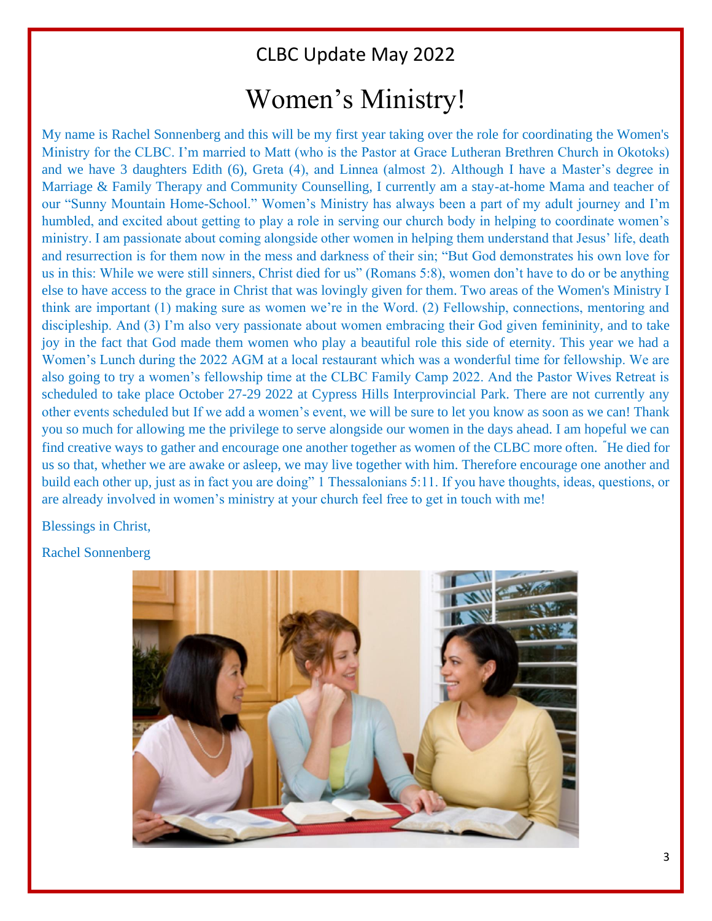CLBC Update May 2022

# Women's Ministry!

My name is Rachel Sonnenberg and this will be my first year taking over the role for coordinating the Women's Ministry for the CLBC. I'm married to Matt (who is the Pastor at Grace Lutheran Brethren Church in Okotoks) and we have 3 daughters Edith (6), Greta (4), and Linnea (almost 2). Although I have a Master's degree in Marriage & Family Therapy and Community Counselling, I currently am a stay-at-home Mama and teacher of our "Sunny Mountain Home-School." Women's Ministry has always been a part of my adult journey and I'm humbled, and excited about getting to play a role in serving our church body in helping to coordinate women's ministry. I am passionate about coming alongside other women in helping them understand that Jesus' life, death and resurrection is for them now in the mess and darkness of their sin; "But God demonstrates his own love for us in this: While we were still sinners, Christ died for us" (Romans 5:8), women don't have to do or be anything else to have access to the grace in Christ that was lovingly given for them. Two areas of the Women's Ministry I think are important (1) making sure as women we're in the Word. (2) Fellowship, connections, mentoring and discipleship. And (3) I'm also very passionate about women embracing their God given femininity, and to take joy in the fact that God made them women who play a beautiful role this side of eternity. This year we had a Women's Lunch during the 2022 AGM at a local restaurant which was a wonderful time for fellowship. We are also going to try a women's fellowship time at the CLBC Family Camp 2022. And the Pastor Wives Retreat is scheduled to take place October 27-29 2022 at Cypress Hills Interprovincial Park. There are not currently any other events scheduled but If we add a women's event, we will be sure to let you know as soon as we can! Thank you so much for allowing me the privilege to serve alongside our women in the days ahead. I am hopeful we can find creative ways to gather and encourage one another together as women of the CLBC more often. "He died for us so that, whether we are awake or asleep, we may live together with him. Therefore encourage one another and build each other up, just as in fact you are doing" 1 Thessalonians 5:11. If you have thoughts, ideas, questions, or are already involved in women's ministry at your church feel free to get in touch with me!

Blessings in Christ,

Rachel Sonnenberg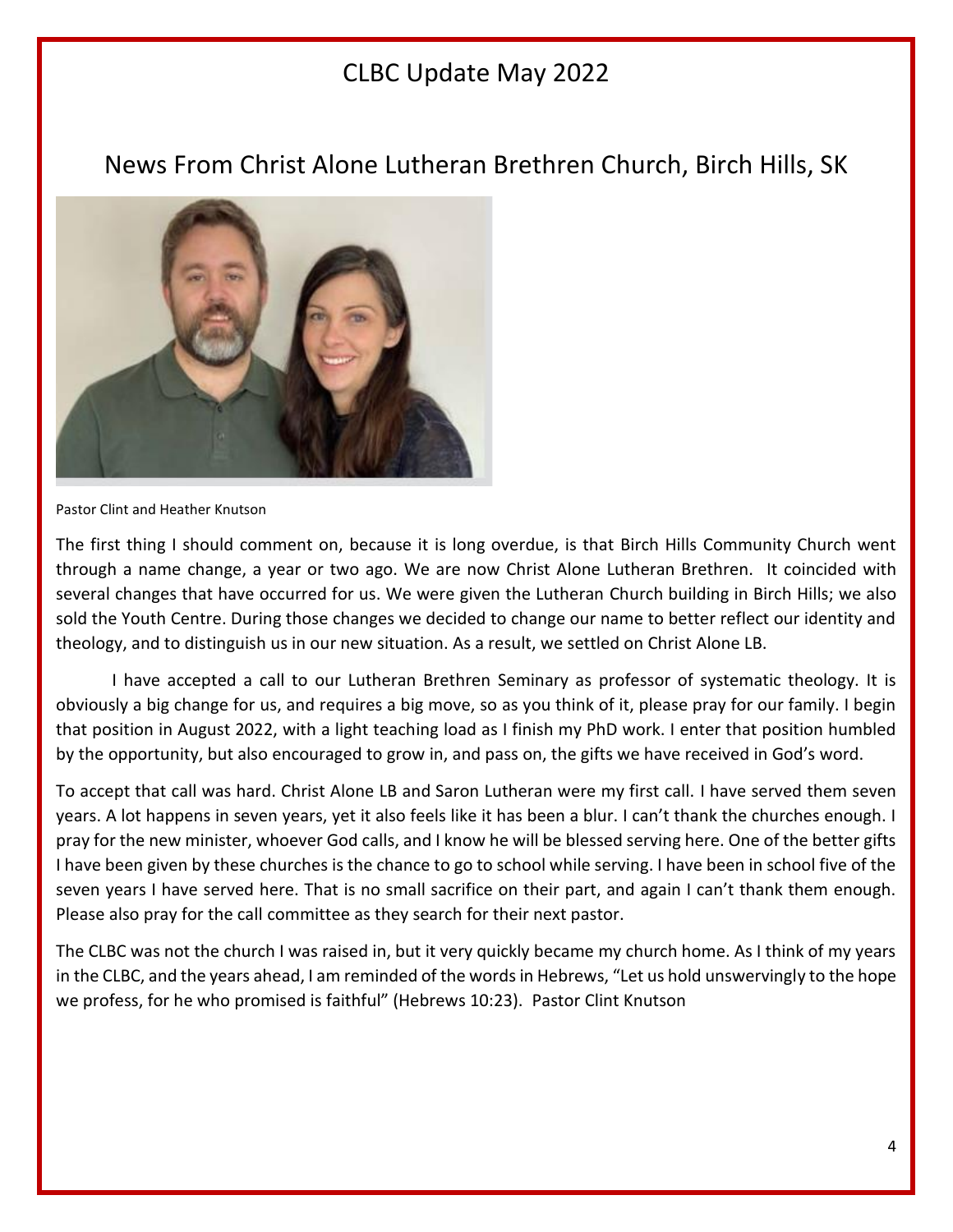# CLBC Update May 2022

## News From Christ Alone Lutheran Brethren Church, Birch Hills, SK

Pastor Clint and Heather Knutson

The first thing I should comment on, because it is long overdue, is that Birch Hills Community Church went through a name change, a year or two ago. We are now Christ Alone Lutheran Brethren. It coincided with several changes that have occurred for us. We were given the Lutheran Church building in Birch Hills; we also sold the Youth Centre. During those changes we decided to change our name to better reflect our identity and theology, and to distinguish us in our new situation. As a result, we settled on Christ Alone LB.

I have accepted a call to our Lutheran Brethren Seminary as professor of systematic theology. It is obviously a big change for us, and requires a big move, so as you think of it, please pray for our family. I begin that position in August 2022, with a light teaching load as I finish my PhD work. I enter that position humbled by the opportunity, but also encouraged to grow in, and pass on, the gifts we have received in God's word.

To accept that call was hard. Christ Alone LB and Saron Lutheran were my first call. I have served them seven years. A lot happens in seven years, yet it also feels like it has been a blur. I can't thank the churches enough. I pray for the new minister, whoever God calls, and I know he will be blessed serving here. One of the better gifts I have been given by these churches is the chance to go to school while serving. I have been in school five of the seven years I have served here. That is no small sacrifice on their part, and again I can't thank them enough. Please also pray for the call committee as they search for their next pastor.

The CLBC was not the church I was raised in, but it very quickly became my church home. As I think of my years in the CLBC, and the years ahead, I am reminded of the words in Hebrews, "Let us hold unswervingly to the hope we profess, for he who promised is faithful" (Hebrews 10:23). Pastor Clint Knutson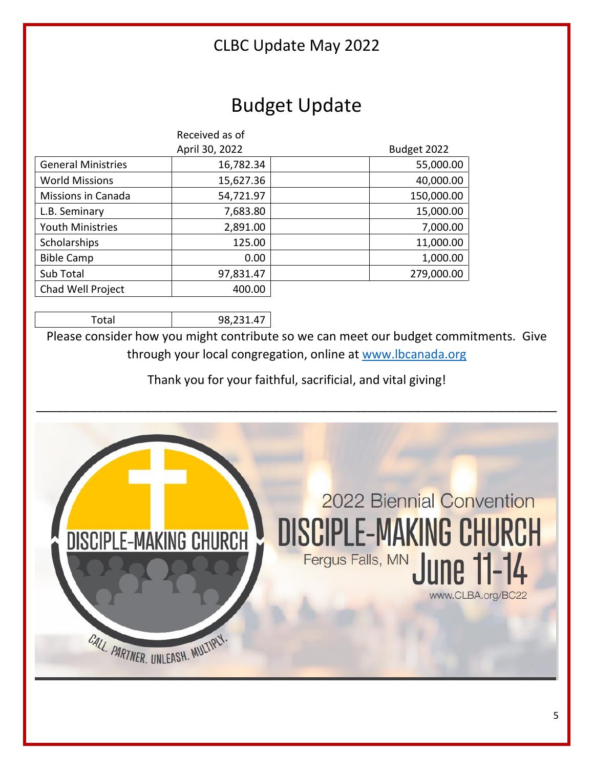CLBC Update May 2022

# Budget Update

| | Received as of April 30, 2022 | | Budget 2022 |
|---|---|---|---|
| General Ministries | 16,782.34 | | 55,000.00 |
| World Missions | 15,627.36 | | 40,000.00 |
| Missions in Canada | 54,721.97 | | 150,000.00 |
| L.B. Seminary | 7,683.80 | | 15,000.00 |
| Youth Ministries | 2,891.00 | | 7,000.00 |
| Scholarships | 125.00 | | 11,000.00 |
| Bible Camp | 0.00 | | 1,000.00 |
| Sub Total | 97,831.47 | | 279,000.00 |
| Chad Well Project | 400.00 | | |
| Total | 98,231.47 | | |

Please consider how you might contribute so we can meet our budget commitments. Give through your local congregation, online at www.lbcanada.org

Thank you for your faithful, sacrificial, and vital giving!

---

DISCIPLE-MAKING CHURCH

CALL. PARTNER. UNLEASH. MULTIPLY.

2022 Biennial Convention

DISCIPLE-MAKING CHURCH

Fergus Falls, MN June 11-14

www.CLBA.org/BC22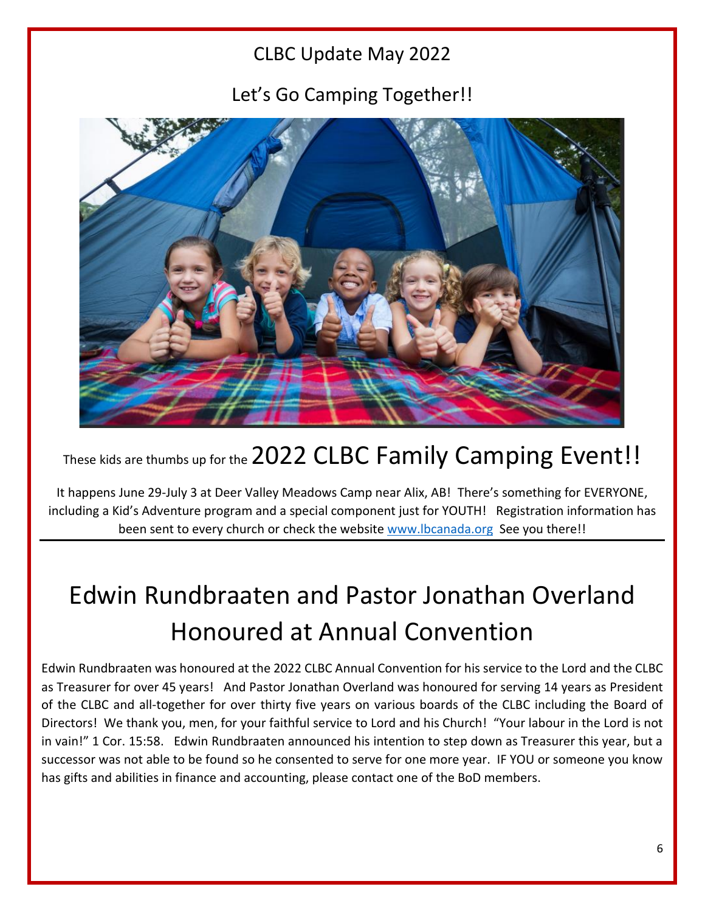# CLBC Update May 2022

## Let's Go Camping Together!!

These kids are thumbs up for the **2022 CLBC Family Camping Event!!**

It happens June 29-July 3 at Deer Valley Meadows Camp near Alix, AB! There's something for EVERYONE, including a Kid's Adventure program and a special component just for YOUTH! Registration information has been sent to every church or check the website [www.lbcanada.org](http://www.lbcanada.org) See you there!!

---

# Edwin Rundbraaten and Pastor Jonathan Overland Honoured at Annual Convention

Edwin Rundbraaten was honoured at the 2022 CLBC Annual Convention for his service to the Lord and the CLBC as Treasurer for over 45 years! And Pastor Jonathan Overland was honoured for serving 14 years as President of the CLBC and all-together for over thirty five years on various boards of the CLBC including the Board of Directors! We thank you, men, for your faithful service to Lord and his Church! "Your labour in the Lord is not in vain!" 1 Cor. 15:58. Edwin Rundbraaten announced his intention to step down as Treasurer this year, but a successor was not able to be found so he consented to serve for one more year. IF YOU or someone you know has gifts and abilities in finance and accounting, please contact one of the BoD members.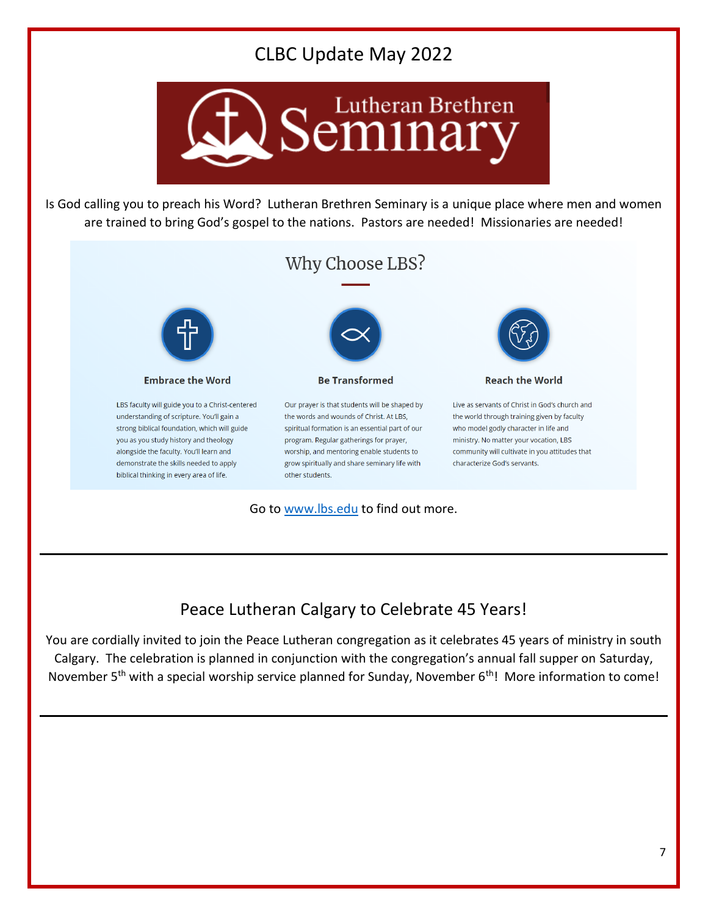# CLBC Update May 2022

Lutheran Brethren Seminary

Is God calling you to preach his Word? Lutheran Brethren Seminary is a unique place where men and women are trained to bring God's gospel to the nations. Pastors are needed! Missionaries are needed!

## Why Choose LBS?

### Embrace the Word

LBS faculty will guide you to a Christ-centered understanding of scripture. You'll gain a strong biblical foundation, which will guide you as you study history and theology alongside the faculty. You'll learn and demonstrate the skills needed to apply biblical thinking in every area of life.

### Be Transformed

Our prayer is that students will be shaped by the words and wounds of Christ. At LBS, spiritual formation is an essential part of our program. Regular gatherings for prayer, worship, and mentoring enable students to grow spiritually and share seminary life with other students.

### Reach the World

Live as servants of Christ in God's church and the world through training given by faculty who model godly character in life and ministry. No matter your vocation, LBS community will cultivate in you attitudes that characterize God's servants.

Go to [www.lbs.edu](http://www.lbs.edu) to find out more.

---

## Peace Lutheran Calgary to Celebrate 45 Years!

You are cordially invited to join the Peace Lutheran congregation as it celebrates 45 years of ministry in south Calgary. The celebration is planned in conjunction with the congregation's annual fall supper on Saturday, November 5th with a special worship service planned for Sunday, November 6th! More information to come!

---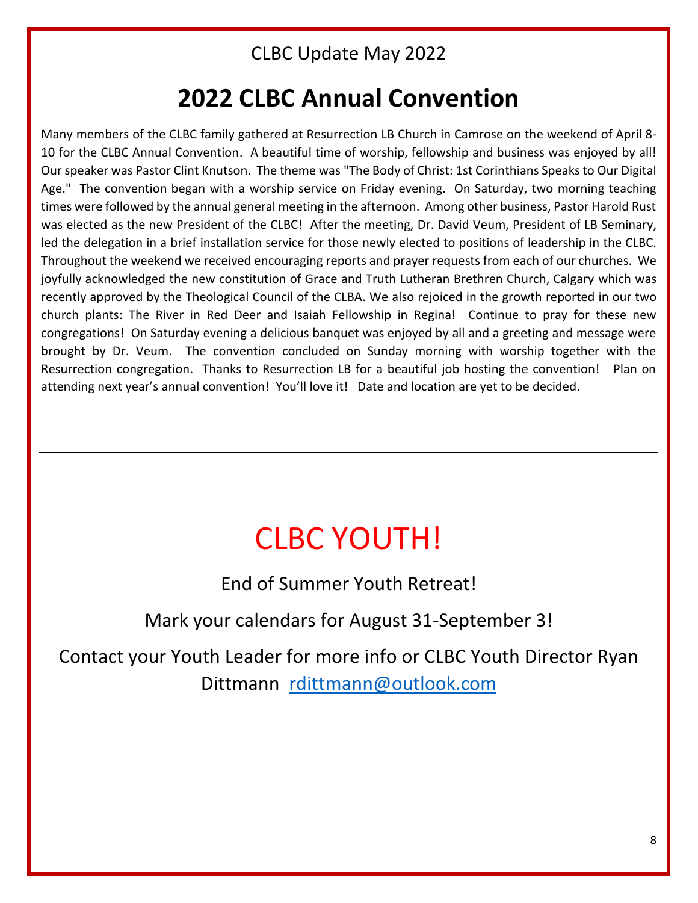CLBC Update May 2022

# 2022 CLBC Annual Convention

Many members of the CLBC family gathered at Resurrection LB Church in Camrose on the weekend of April 8-10 for the CLBC Annual Convention. A beautiful time of worship, fellowship and business was enjoyed by all! Our speaker was Pastor Clint Knutson. The theme was "The Body of Christ: 1st Corinthians Speaks to Our Digital Age." The convention began with a worship service on Friday evening. On Saturday, two morning teaching times were followed by the annual general meeting in the afternoon. Among other business, Pastor Harold Rust was elected as the new President of the CLBC! After the meeting, Dr. David Veum, President of LB Seminary, led the delegation in a brief installation service for those newly elected to positions of leadership in the CLBC. Throughout the weekend we received encouraging reports and prayer requests from each of our churches. We joyfully acknowledged the new constitution of Grace and Truth Lutheran Brethren Church, Calgary which was recently approved by the Theological Council of the CLBA. We also rejoiced in the growth reported in our two church plants: The River in Red Deer and Isaiah Fellowship in Regina! Continue to pray for these new congregations! On Saturday evening a delicious banquet was enjoyed by all and a greeting and message were brought by Dr. Veum. The convention concluded on Sunday morning with worship together with the Resurrection congregation. Thanks to Resurrection LB for a beautiful job hosting the convention! Plan on attending next year's annual convention! You'll love it! Date and location are yet to be decided.

---

# CLBC YOUTH!

End of Summer Youth Retreat!

Mark your calendars for August 31-September 3!

Contact your Youth Leader for more info or CLBC Youth Director Ryan Dittmann [rdittmann@outlook.com](mailto:rdittmann@outlook.com)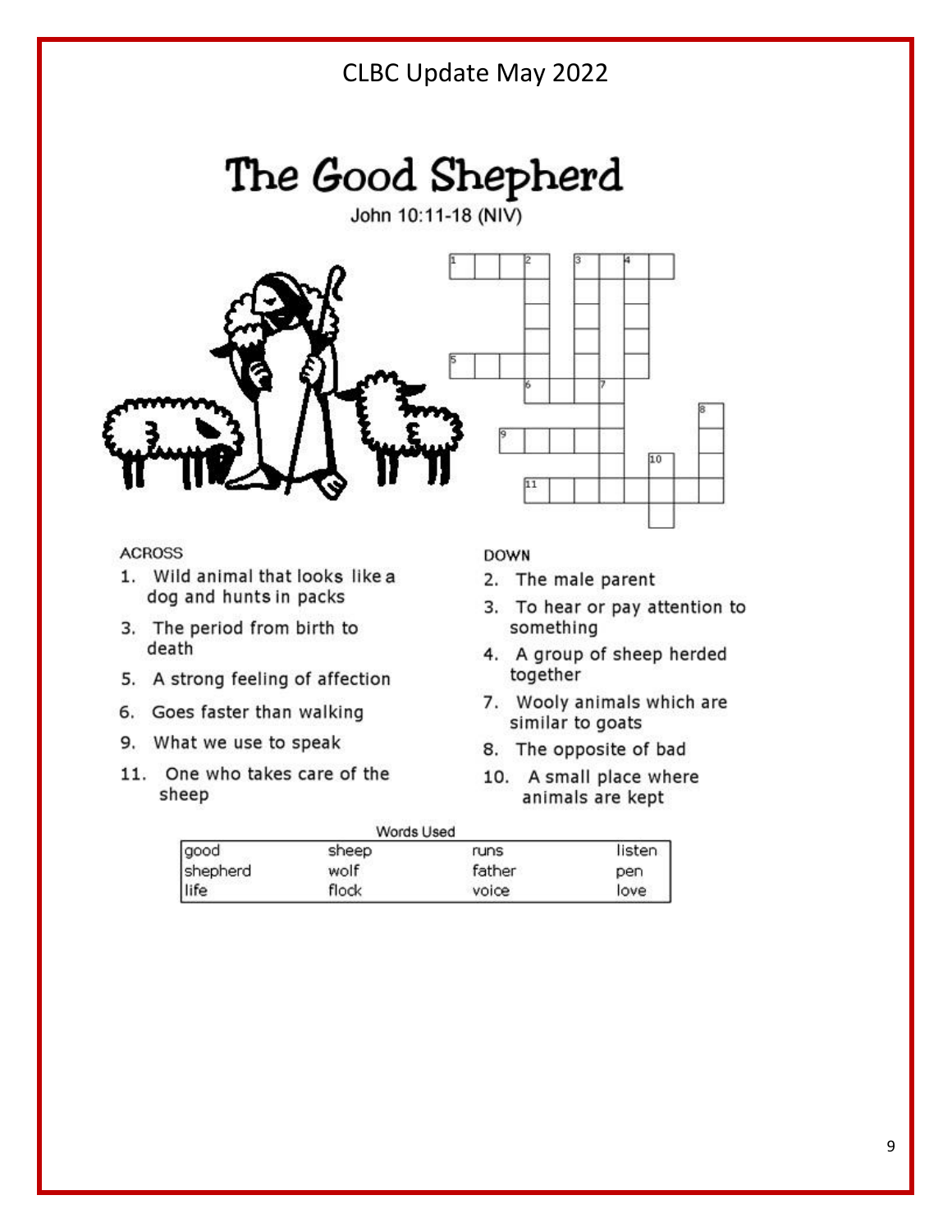# The Good Shepherd

John 10:11-18 (NIV)

ACROSS

1. Wild animal that looks like a dog and hunts in packs
3. The period from birth to death
5. A strong feeling of affection
6. Goes faster than walking
9. What we use to speak
11. One who takes care of the sheep

DOWN

2. The male parent
3. To hear or pay attention to something
4. A group of sheep herded together
7. Wooly animals which are similar to goats
8. The opposite of bad
10. A small place where animals are kept

Words Used

| | | | |
|---|---|---|---|
| good | sheep | runs | listen |
| shepherd | wolf | father | pen |
| life | flock | voice | love |